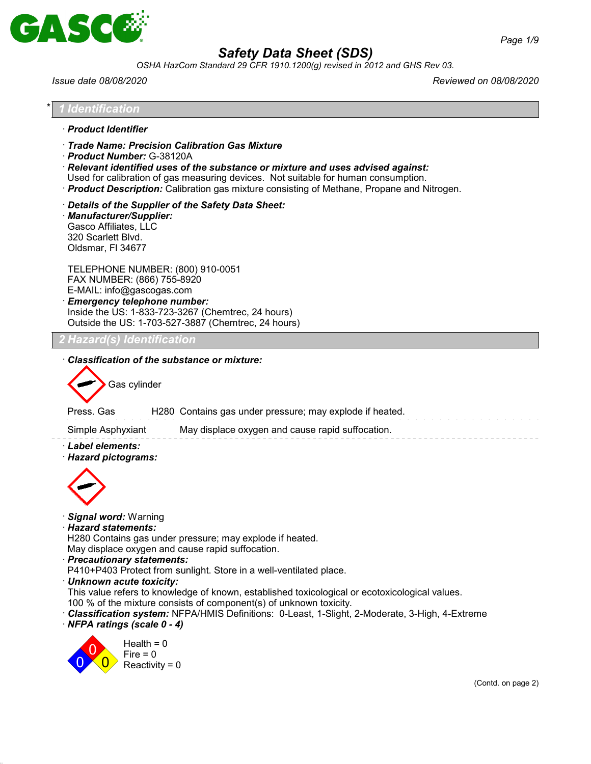# Safety Data Sheet (SDS)

*OSHA HazCom Standard 29 CFR 1910.1200(g) revised in 2012 and GHS Rev 03.*

*Issue date 08/08/2020* *Reviewed on 08/08/2020*

## * 1 Identification

· **Product Identifier**

· **Trade Name: Precision Calibration Gas Mixture**
· **Product Number:** G-38120A
· **Relevant identified uses of the substance or mixture and uses advised against:**
Used for calibration of gas measuring devices. Not suitable for human consumption.
· **Product Description:** Calibration gas mixture consisting of Methane, Propane and Nitrogen.

· **Details of the Supplier of the Safety Data Sheet:**
· **Manufacturer/Supplier:**
Gasco Affiliates, LLC
320 Scarlett Blvd.
Oldsmar, Fl 34677

TELEPHONE NUMBER: (800) 910-0051
FAX NUMBER: (866) 755-8920
E-MAIL: info@gascogas.com
· **Emergency telephone number:**
Inside the US: 1-833-723-3267 (Chemtrec, 24 hours)
Outside the US: 1-703-527-3887 (Chemtrec, 24 hours)

## 2 Hazard(s) Identification

· **Classification of the substance or mixture:**

Gas cylinder

| | | |
|---|---|---|
| Press. Gas | H280 | Contains gas under pressure; may explode if heated. |
| Simple Asphyxiant | | May displace oxygen and cause rapid suffocation. |

· **Label elements:**
· **Hazard pictograms:**

· **Signal word:** Warning
· **Hazard statements:**
H280 Contains gas under pressure; may explode if heated.
May displace oxygen and cause rapid suffocation.
· **Precautionary statements:**
P410+P403 Protect from sunlight. Store in a well-ventilated place.
· **Unknown acute toxicity:**
This value refers to knowledge of known, established toxicological or ecotoxicological values.
100 % of the mixture consists of component(s) of unknown toxicity.
· **Classification system:** NFPA/HMIS Definitions: 0-Least, 1-Slight, 2-Moderate, 3-High, 4-Extreme
· **NFPA ratings (scale 0 - 4)**

Health = 0
Fire = 0
Reactivity = 0

(Contd. on page 2)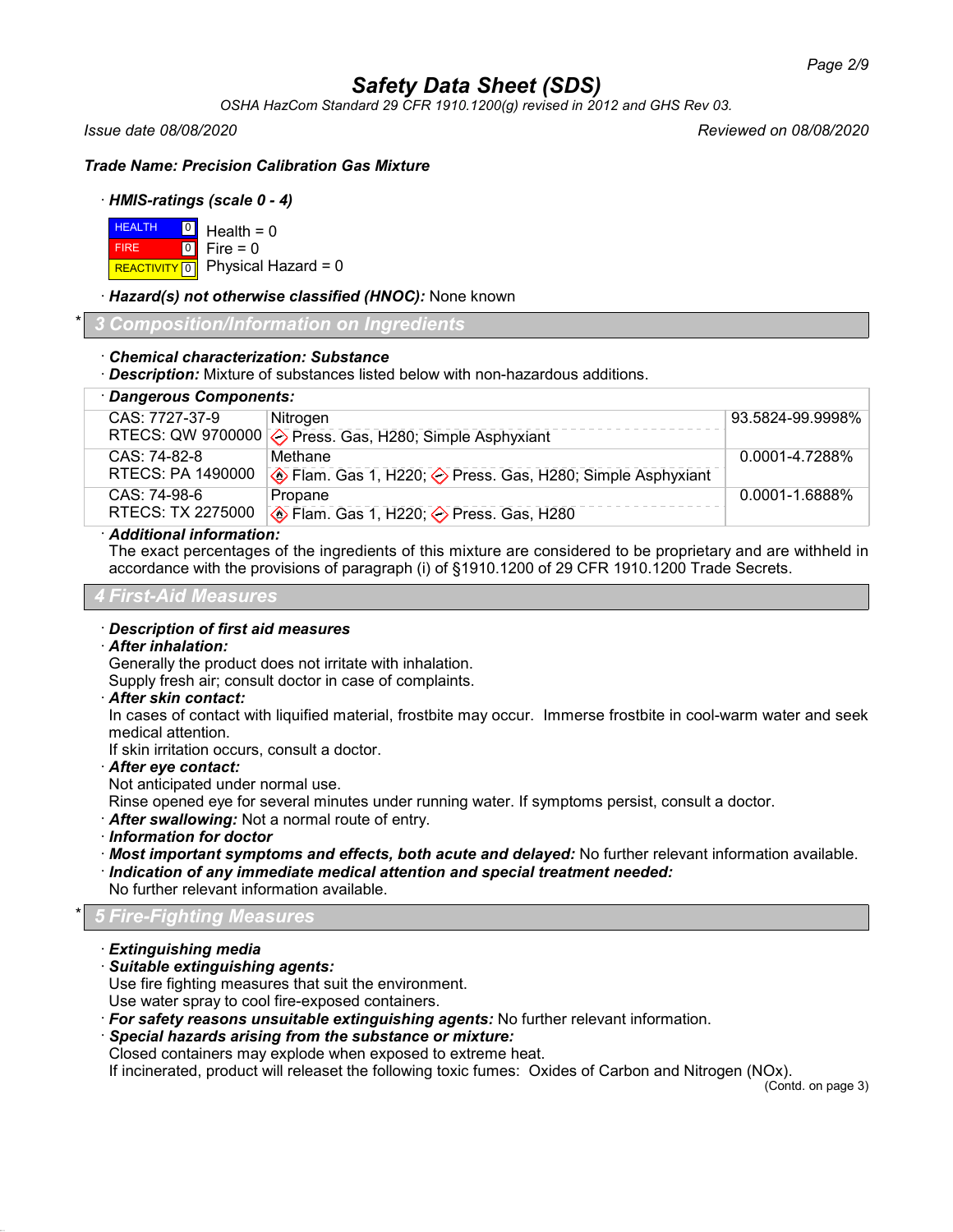**Safety Data Sheet (SDS)**

*OSHA HazCom Standard 29 CFR 1910.1200(g) revised in 2012 and GHS Rev 03.*

*Issue date 08/08/2020* *Reviewed on 08/08/2020*

**Trade Name: Precision Calibration Gas Mixture**

· ***HMIS-ratings (scale 0 - 4)***

| | | |
|---|---|---|
| HEALTH | 0 | Health = 0 |
| FIRE | 0 | Fire = 0 |
| REACTIVITY | 0 | Physical Hazard = 0 |

· ***Hazard(s) not otherwise classified (HNOC):*** None known

## * 3 Composition/Information on Ingredients

· ***Chemical characterization: Substance***

· ***Description:*** Mixture of substances listed below with non-hazardous additions.

· ***Dangerous Components:***

| CAS / RTECS | Component | % |
|---|---|---|
| CAS: 7727-37-9<br>RTECS: QW 9700000 | Nitrogen<br>Press. Gas, H280; Simple Asphyxiant | 93.5824-99.9998% |
| CAS: 74-82-8<br>RTECS: PA 1490000 | Methane<br>Flam. Gas 1, H220; Press. Gas, H280; Simple Asphyxiant | 0.0001-4.7288% |
| CAS: 74-98-6<br>RTECS: TX 2275000 | Propane<br>Flam. Gas 1, H220; Press. Gas, H280 | 0.0001-1.6888% |

· ***Additional information:***
The exact percentages of the ingredients of this mixture are considered to be proprietary and are withheld in accordance with the provisions of paragraph (i) of §1910.1200 of 29 CFR 1910.1200 Trade Secrets.

## 4 First-Aid Measures

· ***Description of first aid measures***

· ***After inhalation:***
Generally the product does not irritate with inhalation.
Supply fresh air; consult doctor in case of complaints.

· ***After skin contact:***
In cases of contact with liquified material, frostbite may occur. Immerse frostbite in cool-warm water and seek medical attention.
If skin irritation occurs, consult a doctor.

· ***After eye contact:***
Not anticipated under normal use.
Rinse opened eye for several minutes under running water. If symptoms persist, consult a doctor.

· ***After swallowing:*** Not a normal route of entry.

· ***Information for doctor***

· ***Most important symptoms and effects, both acute and delayed:*** No further relevant information available.

· ***Indication of any immediate medical attention and special treatment needed:***
No further relevant information available.

## * 5 Fire-Fighting Measures

· ***Extinguishing media***

· ***Suitable extinguishing agents:***
Use fire fighting measures that suit the environment.
Use water spray to cool fire-exposed containers.

· ***For safety reasons unsuitable extinguishing agents:*** No further relevant information.

· ***Special hazards arising from the substance or mixture:***
Closed containers may explode when exposed to extreme heat.
If incinerated, product will releaset the following toxic fumes: Oxides of Carbon and Nitrogen (NOx).

(Contd. on page 3)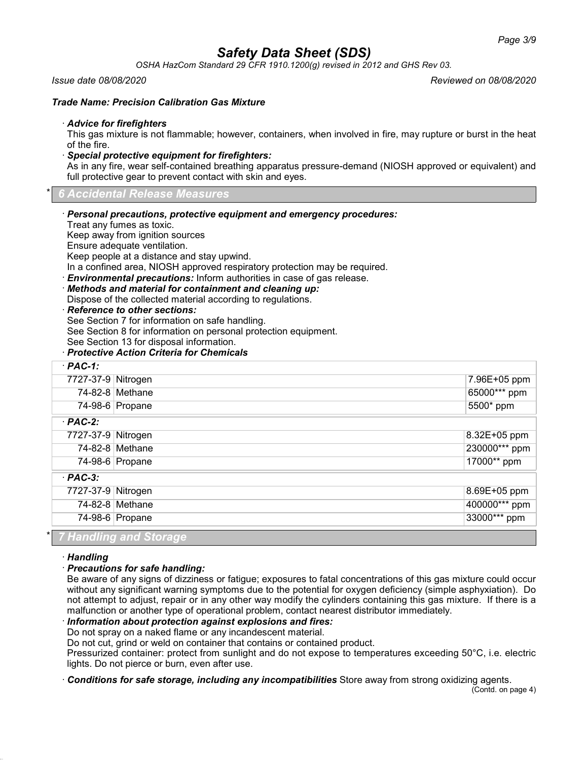*Safety Data Sheet (SDS)*

*OSHA HazCom Standard 29 CFR 1910.1200(g) revised in 2012 and GHS Rev 03.*

*Issue date 08/08/2020* *Reviewed on 08/08/2020*

***Trade Name: Precision Calibration Gas Mixture***

· ***Advice for firefighters***
This gas mixture is not flammable; however, containers, when involved in fire, may rupture or burst in the heat of the fire.

· ***Special protective equipment for firefighters:***
As in any fire, wear self-contained breathing apparatus pressure-demand (NIOSH approved or equivalent) and full protective gear to prevent contact with skin and eyes.

## * 6 Accidental Release Measures

· ***Personal precautions, protective equipment and emergency procedures:***
Treat any fumes as toxic.
Keep away from ignition sources
Ensure adequate ventilation.
Keep people at a distance and stay upwind.
In a confined area, NIOSH approved respiratory protection may be required.

· ***Environmental precautions:*** Inform authorities in case of gas release.

· ***Methods and material for containment and cleaning up:***
Dispose of the collected material according to regulations.

· ***Reference to other sections:***
See Section 7 for information on safe handling.
See Section 8 for information on personal protection equipment.
See Section 13 for disposal information.

· ***Protective Action Criteria for Chemicals***

| · ***PAC-1:*** | | |
|---|---|---|
| 7727-37-9 | Nitrogen | 7.96E+05 ppm |
| 74-82-8 | Methane | 65000*** ppm |
| 74-98-6 | Propane | 5500* ppm |
| · ***PAC-2:*** | | |
| 7727-37-9 | Nitrogen | 8.32E+05 ppm |
| 74-82-8 | Methane | 230000*** ppm |
| 74-98-6 | Propane | 17000** ppm |
| · ***PAC-3:*** | | |
| 7727-37-9 | Nitrogen | 8.69E+05 ppm |
| 74-82-8 | Methane | 400000*** ppm |
| 74-98-6 | Propane | 33000*** ppm |

## * 7 Handling and Storage

· ***Handling***

· ***Precautions for safe handling:***
Be aware of any signs of dizziness or fatigue; exposures to fatal concentrations of this gas mixture could occur without any significant warning symptoms due to the potential for oxygen deficiency (simple asphyxiation). Do not attempt to adjust, repair or in any other way modify the cylinders containing this gas mixture. If there is a malfunction or another type of operational problem, contact nearest distributor immediately.

· ***Information about protection against explosions and fires:***
Do not spray on a naked flame or any incandescent material.
Do not cut, grind or weld on container that contains or contained product.
Pressurized container: protect from sunlight and do not expose to temperatures exceeding 50°C, i.e. electric lights. Do not pierce or burn, even after use.

· ***Conditions for safe storage, including any incompatibilities*** Store away from strong oxidizing agents.

(Contd. on page 4)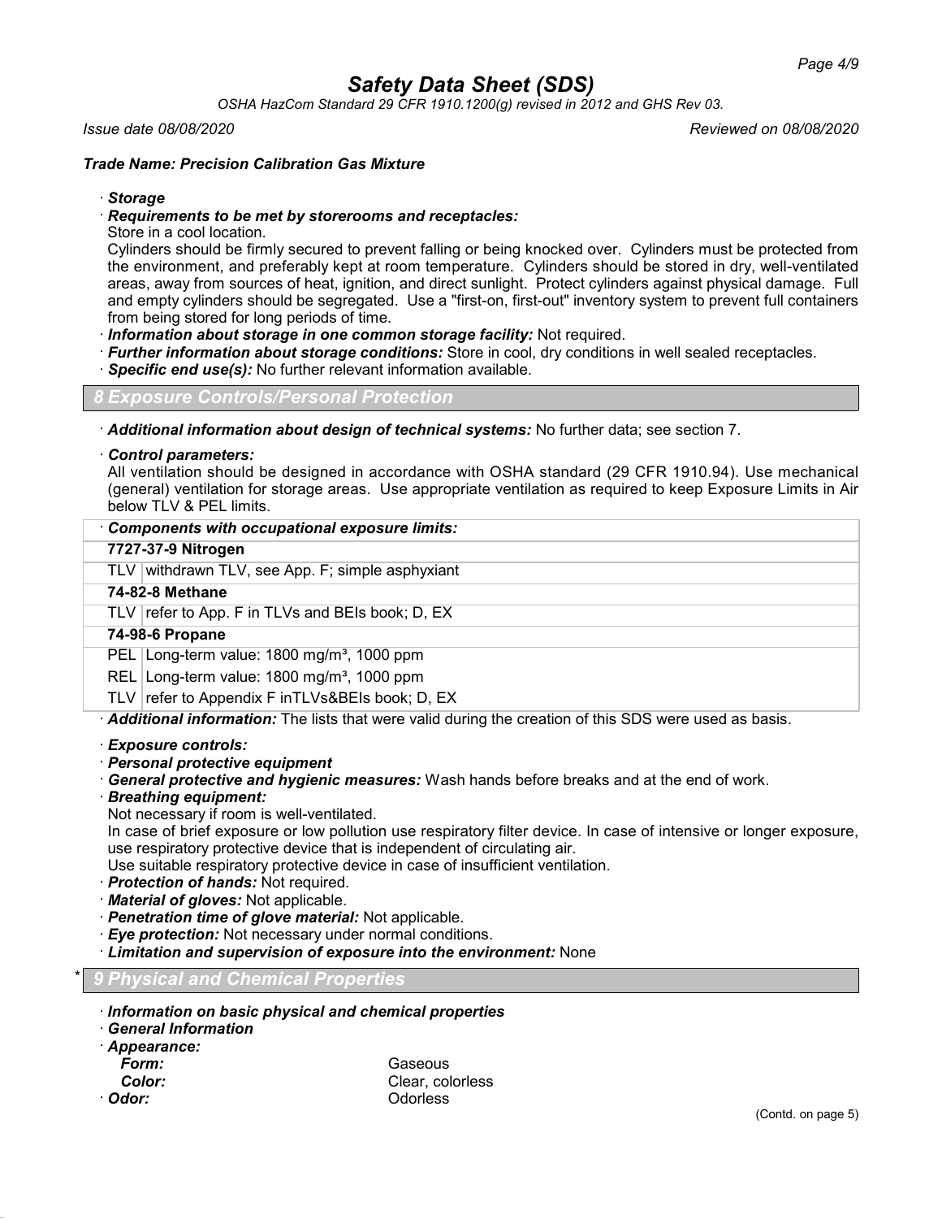**Trade Name: Precision Calibration Gas Mixture**

· ***Storage***

· ***Requirements to be met by storerooms and receptacles:***

Store in a cool location.

Cylinders should be firmly secured to prevent falling or being knocked over. Cylinders must be protected from the environment, and preferably kept at room temperature. Cylinders should be stored in dry, well-ventilated areas, away from sources of heat, ignition, and direct sunlight. Protect cylinders against physical damage. Full and empty cylinders should be segregated. Use a "first-on, first-out" inventory system to prevent full containers from being stored for long periods of time.

· ***Information about storage in one common storage facility:*** Not required.

· ***Further information about storage conditions:*** Store in cool, dry conditions in well sealed receptacles.

· ***Specific end use(s):*** No further relevant information available.

## 8 Exposure Controls/Personal Protection

· ***Additional information about design of technical systems:*** No further data; see section 7.

· ***Control parameters:***

All ventilation should be designed in accordance with OSHA standard (29 CFR 1910.94). Use mechanical (general) ventilation for storage areas. Use appropriate ventilation as required to keep Exposure Limits in Air below TLV & PEL limits.

| · **Components with occupational exposure limits:** | |
|---|---|
| **7727-37-9 Nitrogen** | |
| TLV | withdrawn TLV, see App. F; simple asphyxiant |
| **74-82-8 Methane** | |
| TLV | refer to App. F in TLVs and BEIs book; D, EX |
| **74-98-6 Propane** | |
| PEL | Long-term value: 1800 mg/m³, 1000 ppm |
| REL | Long-term value: 1800 mg/m³, 1000 ppm |
| TLV | refer to Appendix F inTLVs&BEIs book; D, EX |

· ***Additional information:*** The lists that were valid during the creation of this SDS were used as basis.

· ***Exposure controls:***

· ***Personal protective equipment***

· ***General protective and hygienic measures:*** Wash hands before breaks and at the end of work.

· ***Breathing equipment:***

Not necessary if room is well-ventilated.

In case of brief exposure or low pollution use respiratory filter device. In case of intensive or longer exposure, use respiratory protective device that is independent of circulating air.

Use suitable respiratory protective device in case of insufficient ventilation.

· ***Protection of hands:*** Not required.

· ***Material of gloves:*** Not applicable.

· ***Penetration time of glove material:*** Not applicable.

· ***Eye protection:*** Not necessary under normal conditions.

· ***Limitation and supervision of exposure into the environment:*** None

## * 9 Physical and Chemical Properties

· ***Information on basic physical and chemical properties***

· ***General Information***

· ***Appearance:***

***Form:*** Gaseous

***Color:*** Clear, colorless

· ***Odor:*** Odorless

(Contd. on page 5)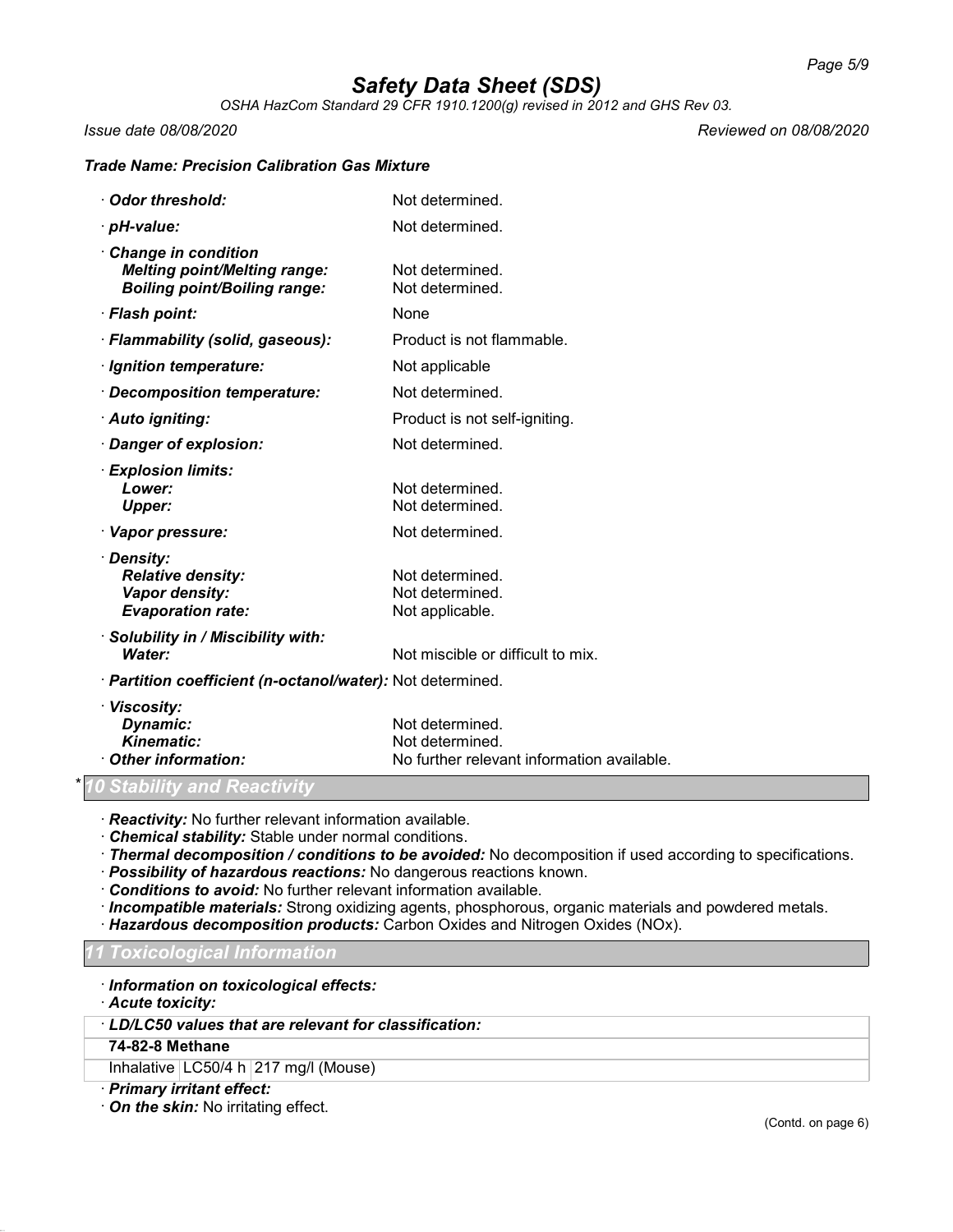**Trade Name: Precision Calibration Gas Mixture**

| | |
|---|---|
| · **Odor threshold:** | Not determined. |
| · **pH-value:** | Not determined. |
| · **Change in condition** | |
| **Melting point/Melting range:** | Not determined. |
| **Boiling point/Boiling range:** | Not determined. |
| · **Flash point:** | None |
| · **Flammability (solid, gaseous):** | Product is not flammable. |
| · **Ignition temperature:** | Not applicable |
| · **Decomposition temperature:** | Not determined. |
| · **Auto igniting:** | Product is not self-igniting. |
| · **Danger of explosion:** | Not determined. |
| · **Explosion limits:** | |
| **Lower:** | Not determined. |
| **Upper:** | Not determined. |
| · **Vapor pressure:** | Not determined. |
| · **Density:** | |
| **Relative density:** | Not determined. |
| **Vapor density:** | Not determined. |
| **Evaporation rate:** | Not applicable. |
| · **Solubility in / Miscibility with:** | |
| **Water:** | Not miscible or difficult to mix. |
| · **Partition coefficient (n-octanol/water):** | Not determined. |
| · **Viscosity:** | |
| **Dynamic:** | Not determined. |
| **Kinematic:** | Not determined. |
| · **Other information:** | No further relevant information available. |

## * 10 Stability and Reactivity

· **Reactivity:** No further relevant information available.
· **Chemical stability:** Stable under normal conditions.
· **Thermal decomposition / conditions to be avoided:** No decomposition if used according to specifications.
· **Possibility of hazardous reactions:** No dangerous reactions known.
· **Conditions to avoid:** No further relevant information available.
· **Incompatible materials:** Strong oxidizing agents, phosphorous, organic materials and powdered metals.
· **Hazardous decomposition products:** Carbon Oxides and Nitrogen Oxides (NOx).

## 11 Toxicological Information

· **Information on toxicological effects:**
· **Acute toxicity:**

| · **LD/LC50 values that are relevant for classification:** | | |
|---|---|---|
| **74-82-8 Methane** | | |
| Inhalative | LC50/4 h | 217 mg/l (Mouse) |

· **Primary irritant effect:**
· **On the skin:** No irritating effect.

(Contd. on page 6)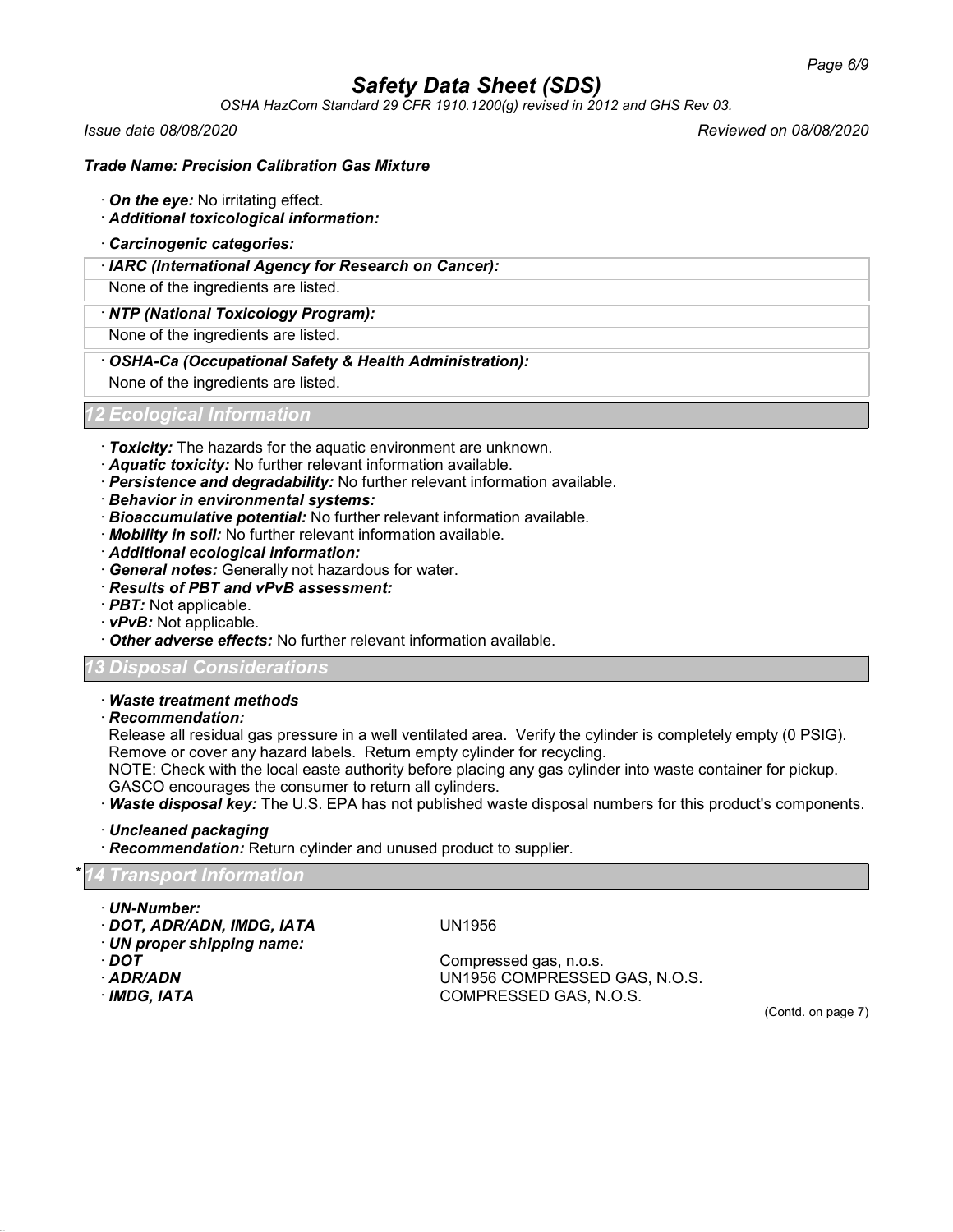*Trade Name: Precision Calibration Gas Mixture*

· ***On the eye:*** No irritating effect.
· ***Additional toxicological information:***

· ***Carcinogenic categories:***

| · ***IARC (International Agency for Research on Cancer):*** |
| --- |
| None of the ingredients are listed. |

| · ***NTP (National Toxicology Program):*** |
| --- |
| None of the ingredients are listed. |

| · ***OSHA-Ca (Occupational Safety & Health Administration):*** |
| --- |
| None of the ingredients are listed. |

## 12 Ecological Information

· ***Toxicity:*** The hazards for the aquatic environment are unknown.
· ***Aquatic toxicity:*** No further relevant information available.
· ***Persistence and degradability:*** No further relevant information available.
· ***Behavior in environmental systems:***
· ***Bioaccumulative potential:*** No further relevant information available.
· ***Mobility in soil:*** No further relevant information available.
· ***Additional ecological information:***
· ***General notes:*** Generally not hazardous for water.
· ***Results of PBT and vPvB assessment:***
· ***PBT:*** Not applicable.
· ***vPvB:*** Not applicable.
· ***Other adverse effects:*** No further relevant information available.

## 13 Disposal Considerations

· ***Waste treatment methods***
· ***Recommendation:***
Release all residual gas pressure in a well ventilated area. Verify the cylinder is completely empty (0 PSIG). Remove or cover any hazard labels. Return empty cylinder for recycling.
NOTE: Check with the local easte authority before placing any gas cylinder into waste container for pickup. GASCO encourages the consumer to return all cylinders.
· ***Waste disposal key:*** The U.S. EPA has not published waste disposal numbers for this product's components.

· ***Uncleaned packaging***
· ***Recommendation:*** Return cylinder and unused product to supplier.

## * 14 Transport Information

· ***UN-Number:***
· ***DOT, ADR/ADN, IMDG, IATA*** UN1956
· ***UN proper shipping name:***
· ***DOT*** Compressed gas, n.o.s.
· ***ADR/ADN*** UN1956 COMPRESSED GAS, N.O.S.
· ***IMDG, IATA*** COMPRESSED GAS, N.O.S.

(Contd. on page 7)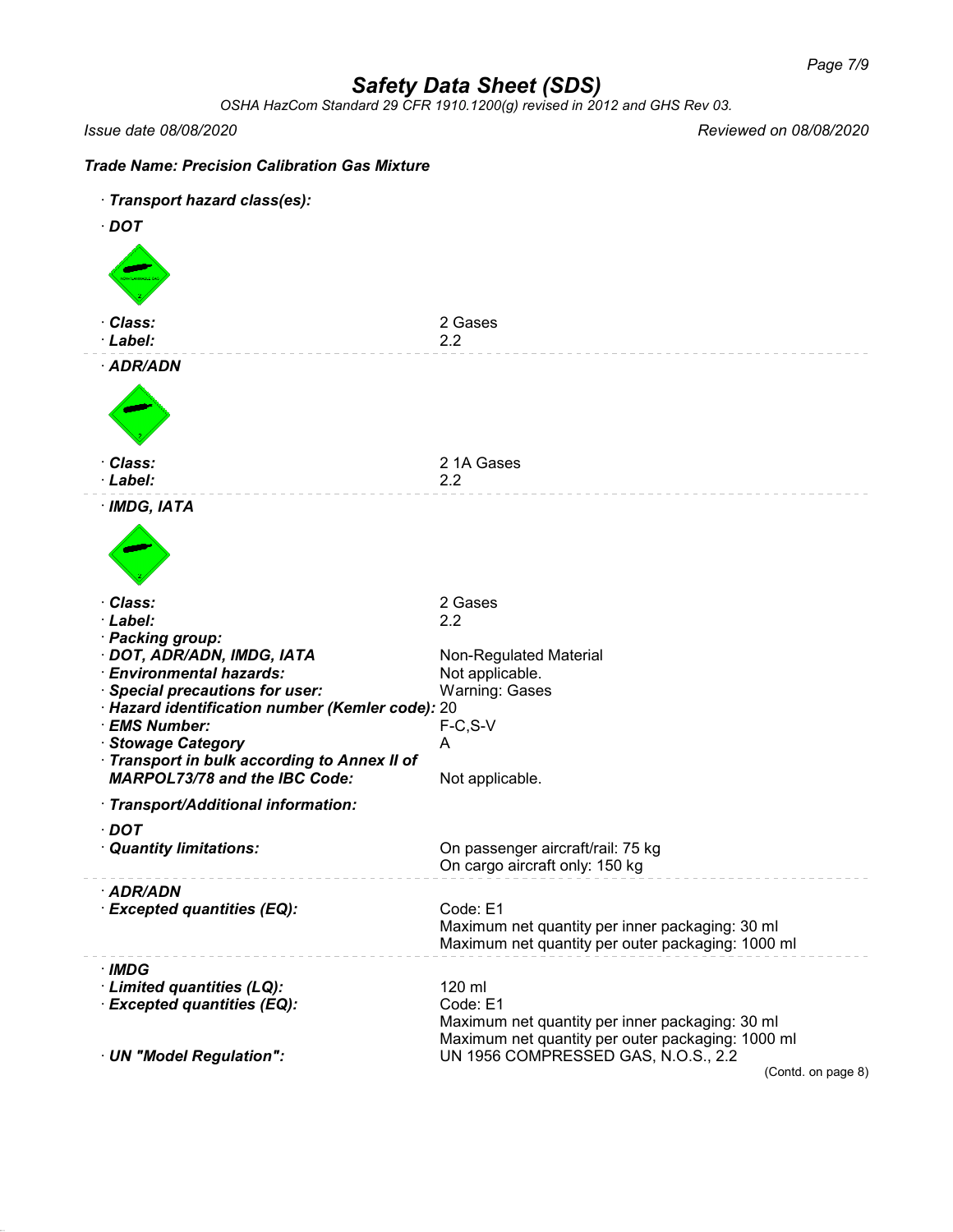### Trade Name: Precision Calibration Gas Mixture

· **Transport hazard class(es):**

· **DOT**

| | |
|---|---|
| · **Class:** | 2 Gases |
| · **Label:** | 2.2 |

· **ADR/ADN**

| | |
|---|---|
| · **Class:** | 2 1A Gases |
| · **Label:** | 2.2 |

· **IMDG, IATA**

| | |
|---|---|
| · **Class:** | 2 Gases |
| · **Label:** | 2.2 |
| · **Packing group:** | |
| · **DOT, ADR/ADN, IMDG, IATA** | Non-Regulated Material |
| · **Environmental hazards:** | Not applicable. |
| · **Special precautions for user:** | Warning: Gases |
| · **Hazard identification number (Kemler code):** | 20 |
| · **EMS Number:** | F-C,S-V |
| · **Stowage Category** | A |
| · **Transport in bulk according to Annex II of MARPOL73/78 and the IBC Code:** | Not applicable. |

· **Transport/Additional information:**

· **DOT**

| | |
|---|---|
| · **Quantity limitations:** | On passenger aircraft/rail: 75 kg<br>On cargo aircraft only: 150 kg |

· **ADR/ADN**

| | |
|---|---|
| · **Excepted quantities (EQ):** | Code: E1<br>Maximum net quantity per inner packaging: 30 ml<br>Maximum net quantity per outer packaging: 1000 ml |

· **IMDG**

| | |
|---|---|
| · **Limited quantities (LQ):** | 120 ml |
| · **Excepted quantities (EQ):** | Code: E1<br>Maximum net quantity per inner packaging: 30 ml<br>Maximum net quantity per outer packaging: 1000 ml |
| · **UN "Model Regulation":** | UN 1956 COMPRESSED GAS, N.O.S., 2.2 |

(Contd. on page 8)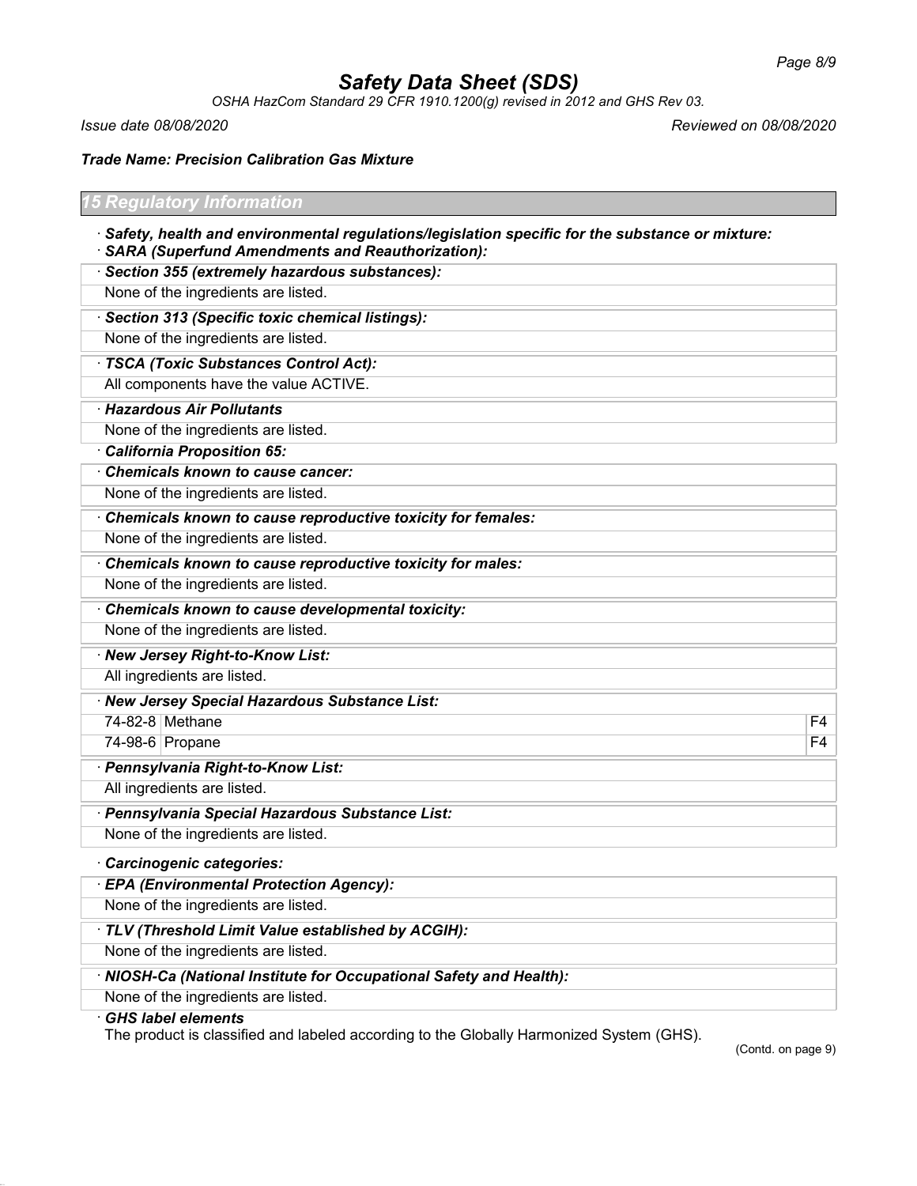# Safety Data Sheet (SDS)

*OSHA HazCom Standard 29 CFR 1910.1200(g) revised in 2012 and GHS Rev 03.*

*Issue date 08/08/2020* *Reviewed on 08/08/2020*

***Trade Name: Precision Calibration Gas Mixture***

## 15 Regulatory Information

· ***Safety, health and environmental regulations/legislation specific for the substance or mixture:***

· ***SARA (Superfund Amendments and Reauthorization):***

· ***Section 355 (extremely hazardous substances):***

None of the ingredients are listed.

· ***Section 313 (Specific toxic chemical listings):***

None of the ingredients are listed.

· ***TSCA (Toxic Substances Control Act):***

All components have the value ACTIVE.

· ***Hazardous Air Pollutants***

None of the ingredients are listed.

· ***California Proposition 65:***

· ***Chemicals known to cause cancer:***

None of the ingredients are listed.

· ***Chemicals known to cause reproductive toxicity for females:***

None of the ingredients are listed.

· ***Chemicals known to cause reproductive toxicity for males:***

None of the ingredients are listed.

· ***Chemicals known to cause developmental toxicity:***

None of the ingredients are listed.

· ***New Jersey Right-to-Know List:***

All ingredients are listed.

· ***New Jersey Special Hazardous Substance List:***

| | | |
|---|---|---|
| 74-82-8 | Methane | F4 |
| 74-98-6 | Propane | F4 |

· ***Pennsylvania Right-to-Know List:***

All ingredients are listed.

· ***Pennsylvania Special Hazardous Substance List:***

None of the ingredients are listed.

· ***Carcinogenic categories:***

· ***EPA (Environmental Protection Agency):***

None of the ingredients are listed.

· ***TLV (Threshold Limit Value established by ACGIH):***

None of the ingredients are listed.

· ***NIOSH-Ca (National Institute for Occupational Safety and Health):***

None of the ingredients are listed.

· ***GHS label elements***

The product is classified and labeled according to the Globally Harmonized System (GHS).

(Contd. on page 9)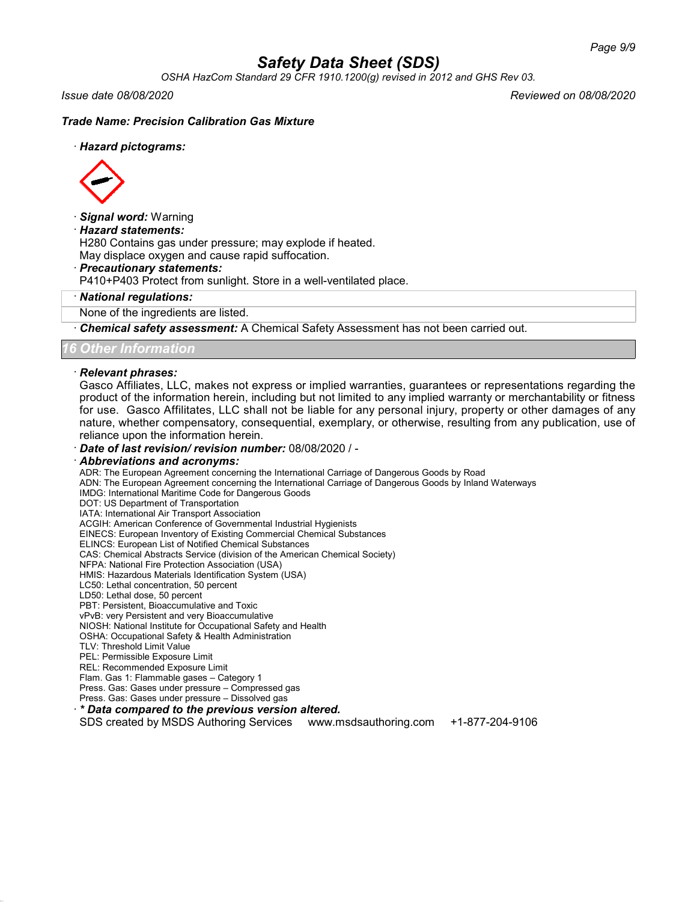Trade Name: Precision Calibration Gas Mixture

· **Hazard pictograms:**

· **Signal word:** Warning

· **Hazard statements:**
H280 Contains gas under pressure; may explode if heated.
May displace oxygen and cause rapid suffocation.

· **Precautionary statements:**
P410+P403 Protect from sunlight. Store in a well-ventilated place.

· **National regulations:**
None of the ingredients are listed.

· **Chemical safety assessment:** A Chemical Safety Assessment has not been carried out.

## 16 Other Information

· **Relevant phrases:**
Gasco Affiliates, LLC, makes not express or implied warranties, guarantees or representations regarding the product of the information herein, including but not limited to any implied warranty or merchantability or fitness for use. Gasco Affilitates, LLC shall not be liable for any personal injury, property or other damages of any nature, whether compensatory, consequential, exemplary, or otherwise, resulting from any publication, use of reliance upon the information herein.

· **Date of last revision/ revision number:** 08/08/2020 / -

· **Abbreviations and acronyms:**
ADR: The European Agreement concerning the International Carriage of Dangerous Goods by Road
ADN: The European Agreement concerning the International Carriage of Dangerous Goods by Inland Waterways
IMDG: International Maritime Code for Dangerous Goods
DOT: US Department of Transportation
IATA: International Air Transport Association
ACGIH: American Conference of Governmental Industrial Hygienists
EINECS: European Inventory of Existing Commercial Chemical Substances
ELINCS: European List of Notified Chemical Substances
CAS: Chemical Abstracts Service (division of the American Chemical Society)
NFPA: National Fire Protection Association (USA)
HMIS: Hazardous Materials Identification System (USA)
LC50: Lethal concentration, 50 percent
LD50: Lethal dose, 50 percent
PBT: Persistent, Bioaccumulative and Toxic
vPvB: very Persistent and very Bioaccumulative
NIOSH: National Institute for Occupational Safety and Health
OSHA: Occupational Safety & Health Administration
TLV: Threshold Limit Value
PEL: Permissible Exposure Limit
REL: Recommended Exposure Limit
Flam. Gas 1: Flammable gases – Category 1
Press. Gas: Gases under pressure – Compressed gas
Press. Gas: Gases under pressure – Dissolved gas

· ***\* Data compared to the previous version altered.***
SDS created by MSDS Authoring Services www.msdsauthoring.com +1-877-204-9106